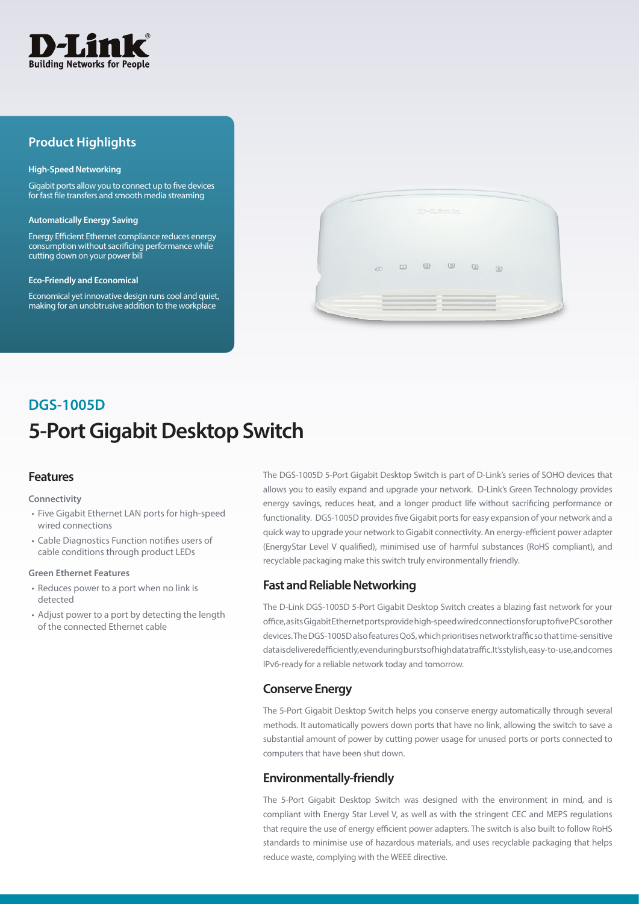D-Link
Building Networks for People

## Product Highlights

**High-Speed Networking**

Gigabit ports allow you to connect up to five devices for fast file transfers and smooth media streaming

**Automatically Energy Saving**

Energy Efficient Ethernet compliance reduces energy consumption without sacrificing performance while cutting down on your power bill

**Eco-Friendly and Economical**

Economical yet innovative design runs cool and quiet, making for an unobtrusive addition to the workplace

## DGS-1005D

# 5-Port Gigabit Desktop Switch

## Features

**Connectivity**

- Five Gigabit Ethernet LAN ports for high-speed wired connections
- Cable Diagnostics Function notifies users of cable conditions through product LEDs

**Green Ethernet Features**

- Reduces power to a port when no link is detected
- Adjust power to a port by detecting the length of the connected Ethernet cable

The DGS-1005D 5-Port Gigabit Desktop Switch is part of D-Link's series of SOHO devices that allows you to easily expand and upgrade your network. D-Link's Green Technology provides energy savings, reduces heat, and a longer product life without sacrificing performance or functionality. DGS-1005D provides five Gigabit ports for easy expansion of your network and a quick way to upgrade your network to Gigabit connectivity. An energy-efficient power adapter (EnergyStar Level V qualified), minimised use of harmful substances (RoHS compliant), and recyclable packaging make this switch truly environmentally friendly.

## Fast and Reliable Networking

The D-Link DGS-1005D 5-Port Gigabit Desktop Switch creates a blazing fast network for your office, as its Gigabit Ethernet ports provide high-speed wired connections for up to five PCs or other devices. The DGS-1005D also features QoS, which prioritises network traffic so that time-sensitive data is delivered efficiently, even during bursts of high data traffic. It's stylish, easy-to-use, and comes IPv6-ready for a reliable network today and tomorrow.

## Conserve Energy

The 5-Port Gigabit Desktop Switch helps you conserve energy automatically through several methods. It automatically powers down ports that have no link, allowing the switch to save a substantial amount of power by cutting power usage for unused ports or ports connected to computers that have been shut down.

## Environmentally-friendly

The 5-Port Gigabit Desktop Switch was designed with the environment in mind, and is compliant with Energy Star Level V, as well as with the stringent CEC and MEPS regulations that require the use of energy efficient power adapters. The switch is also built to follow RoHS standards to minimise use of hazardous materials, and uses recyclable packaging that helps reduce waste, complying with the WEEE directive.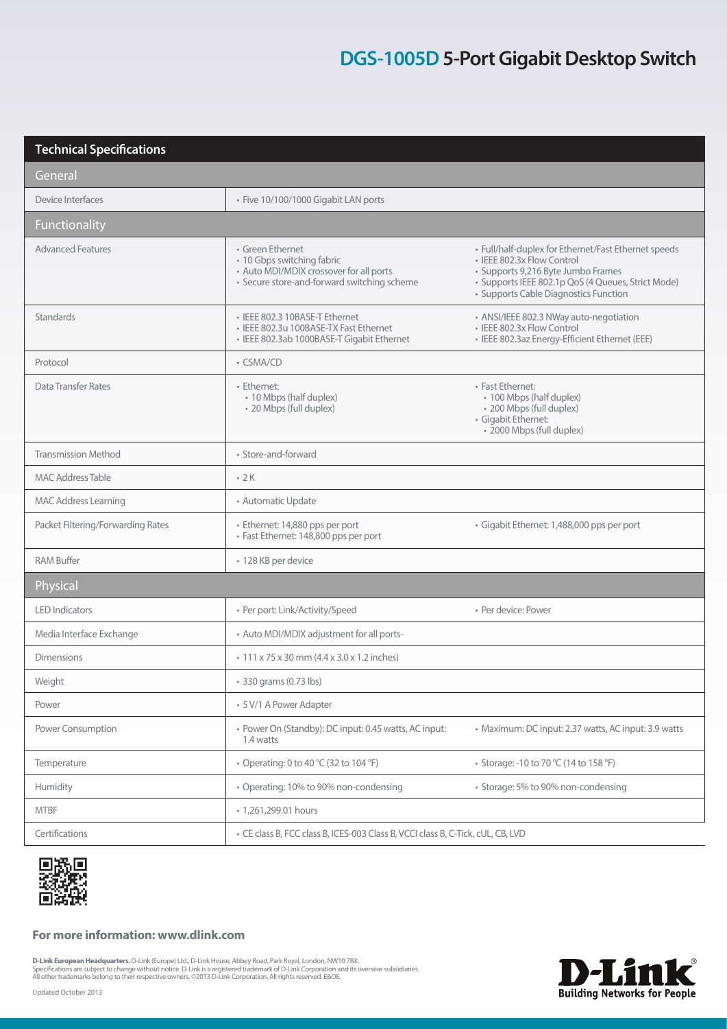# DGS-1005D 5-Port Gigabit Desktop Switch

## Technical Specifications

| | | |
|---|---|---|
| **General** | | |
| Device Interfaces | • Five 10/100/1000 Gigabit LAN ports | |
| **Functionality** | | |
| Advanced Features | • Green Ethernet<br>• 10 Gbps switching fabric<br>• Auto MDI/MDIX crossover for all ports<br>• Secure store-and-forward switching scheme | • Full/half-duplex for Ethernet/Fast Ethernet speeds<br>• IEEE 802.3x Flow Control<br>• Supports 9,216 Byte Jumbo Frames<br>• Supports IEEE 802.1p QoS (4 Queues, Strict Mode)<br>• Supports Cable Diagnostics Function |
| Standards | • IEEE 802.3 10BASE-T Ethernet<br>• IEEE 802.3u 100BASE-TX Fast Ethernet<br>• IEEE 802.3ab 1000BASE-T Gigabit Ethernet | • ANSI/IEEE 802.3 NWay auto-negotiation<br>• IEEE 802.3x Flow Control<br>• IEEE 802.3az Energy-Efficient Ethernet (EEE) |
| Protocol | • CSMA/CD | |
| Data Transfer Rates | • Ethernet:<br>• 10 Mbps (half duplex)<br>• 20 Mbps (full duplex) | • Fast Ethernet:<br>• 100 Mbps (half duplex)<br>• 200 Mbps (full duplex)<br>• Gigabit Ethernet:<br>• 2000 Mbps (full duplex) |
| Transmission Method | • Store-and-forward | |
| MAC Address Table | • 2 K | |
| MAC Address Learning | • Automatic Update | |
| Packet Filtering/Forwarding Rates | • Ethernet: 14,880 pps per port<br>• Fast Ethernet: 148,800 pps per port | • Gigabit Ethernet: 1,488,000 pps per port |
| RAM Buffer | • 128 KB per device | |
| **Physical** | | |
| LED Indicators | • Per port: Link/Activity/Speed | • Per device: Power |
| Media Interface Exchange | • Auto MDI/MDIX adjustment for all ports- | |
| Dimensions | • 111 x 75 x 30 mm (4.4 x 3.0 x 1.2 inches) | |
| Weight | • 330 grams (0.73 lbs) | |
| Power | • 5 V/1 A Power Adapter | |
| Power Consumption | • Power On (Standby): DC input: 0.45 watts, AC input: 1.4 watts | • Maximum: DC input: 2.37 watts, AC input: 3.9 watts |
| Temperature | • Operating: 0 to 40 °C (32 to 104 °F) | • Storage: -10 to 70 °C (14 to 158 °F) |
| Humidity | • Operating: 10% to 90% non-condensing | • Storage: 5% to 90% non-condensing |
| MTBF | • 1,261,299.01 hours | |
| Certifications | • CE class B, FCC class B, ICES-003 Class B, VCCI class B, C-Tick, cUL, CB, LVD | |

**For more information: www.dlink.com**

**D-Link European Headquarters.** D-Link (Europe) Ltd., D-Link House, Abbey Road, Park Royal, London, NW10 7BX.
Specifications are subject to change without notice. D-Link is a registered trademark of D-Link Corporation and its overseas subsidiaries.
All other trademarks belong to their respective owners. ©2013 D-Link Corporation. All rights reserved. E&OE.

D-Link® Building Networks for People

Updated October 2013